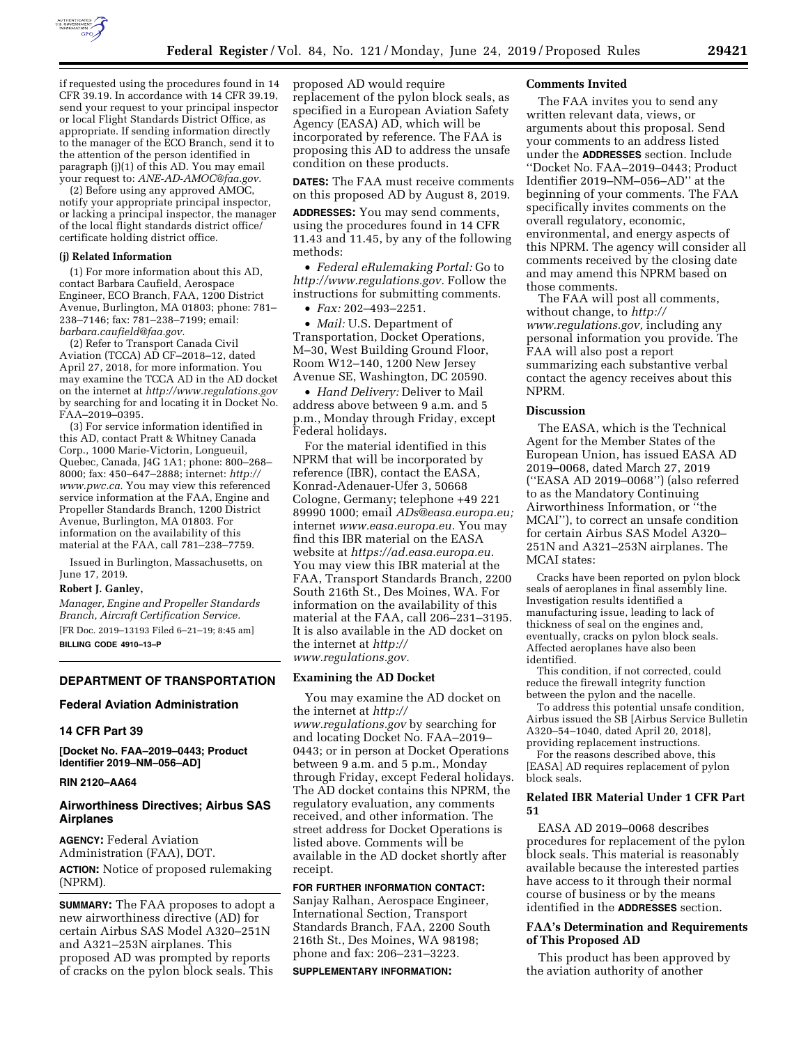if requested using the procedures found in 14 CFR 39.19. In accordance with 14 CFR 39.19, send your request to your principal inspector or local Flight Standards District Office, as appropriate. If sending information directly to the manager of the ECO Branch, send it to the attention of the person identified in paragraph (j)(1) of this AD. You may email your request to: *ANE-AD-AMOC@faa.gov.*

(2) Before using any approved AMOC, notify your appropriate principal inspector, or lacking a principal inspector, the manager of the local flight standards district office/ certificate holding district office.

**(j) Related Information**

(1) For more information about this AD, contact Barbara Caufield, Aerospace Engineer, ECO Branch, FAA, 1200 District Avenue, Burlington, MA 01803; phone: 781–238–7146; fax: 781–238–7199; email: *barbara.caufield@faa.gov.*

(2) Refer to Transport Canada Civil Aviation (TCCA) AD CF–2018–12, dated April 27, 2018, for more information. You may examine the TCCA AD in the AD docket on the internet at *http://www.regulations.gov* by searching for and locating it in Docket No. FAA–2019–0395.

(3) For service information identified in this AD, contact Pratt & Whitney Canada Corp., 1000 Marie-Victorin, Longueuil, Quebec, Canada, J4G 1A1; phone: 800–268–8000; fax: 450–647–2888; internet: *http://www.pwc.ca.* You may view this referenced service information at the FAA, Engine and Propeller Standards Branch, 1200 District Avenue, Burlington, MA 01803. For information on the availability of this material at the FAA, call 781–238–7759.

Issued in Burlington, Massachusetts, on June 17, 2019.

**Robert J. Ganley,**

*Manager, Engine and Propeller Standards Branch, Aircraft Certification Service.*

[FR Doc. 2019–13193 Filed 6–21–19; 8:45 am]

**BILLING CODE 4910–13–P**

## DEPARTMENT OF TRANSPORTATION

### Federal Aviation Administration

### 14 CFR Part 39

**[Docket No. FAA–2019–0443; Product Identifier 2019–NM–056–AD]**

**RIN 2120–AA64**

### Airworthiness Directives; Airbus SAS Airplanes

**AGENCY:** Federal Aviation Administration (FAA), DOT.

**ACTION:** Notice of proposed rulemaking (NPRM).

**SUMMARY:** The FAA proposes to adopt a new airworthiness directive (AD) for certain Airbus SAS Model A320–251N and A321–253N airplanes. This proposed AD was prompted by reports of cracks on the pylon block seals. This proposed AD would require replacement of the pylon block seals, as specified in a European Aviation Safety Agency (EASA) AD, which will be incorporated by reference. The FAA is proposing this AD to address the unsafe condition on these products.

**DATES:** The FAA must receive comments on this proposed AD by August 8, 2019.

**ADDRESSES:** You may send comments, using the procedures found in 14 CFR 11.43 and 11.45, by any of the following methods:

- *Federal eRulemaking Portal:* Go to *http://www.regulations.gov.* Follow the instructions for submitting comments.
- *Fax:* 202–493–2251.
- *Mail:* U.S. Department of Transportation, Docket Operations, M–30, West Building Ground Floor, Room W12–140, 1200 New Jersey Avenue SE, Washington, DC 20590.
- *Hand Delivery:* Deliver to Mail address above between 9 a.m. and 5 p.m., Monday through Friday, except Federal holidays.

For the material identified in this NPRM that will be incorporated by reference (IBR), contact the EASA, Konrad-Adenauer-Ufer 3, 50668 Cologne, Germany; telephone +49 221 89990 1000; email *ADs@easa.europa.eu;* internet *www.easa.europa.eu.* You may find this IBR material on the EASA website at *https://ad.easa.europa.eu.* You may view this IBR material at the FAA, Transport Standards Branch, 2200 South 216th St., Des Moines, WA. For information on the availability of this material at the FAA, call 206–231–3195. It is also available in the AD docket on the internet at *http://www.regulations.gov.*

**Examining the AD Docket**

You may examine the AD docket on the internet at *http://www.regulations.gov* by searching for and locating Docket No. FAA–2019–0443; or in person at Docket Operations between 9 a.m. and 5 p.m., Monday through Friday, except Federal holidays. The AD docket contains this NPRM, the regulatory evaluation, any comments received, and other information. The street address for Docket Operations is listed above. Comments will be available in the AD docket shortly after receipt.

**FOR FURTHER INFORMATION CONTACT:** Sanjay Ralhan, Aerospace Engineer, International Section, Transport Standards Branch, FAA, 2200 South 216th St., Des Moines, WA 98198; phone and fax: 206–231–3223.

**SUPPLEMENTARY INFORMATION:**

**Comments Invited**

The FAA invites you to send any written relevant data, views, or arguments about this proposal. Send your comments to an address listed under the **ADDRESSES** section. Include ''Docket No. FAA–2019–0443; Product Identifier 2019–NM–056–AD'' at the beginning of your comments. The FAA specifically invites comments on the overall regulatory, economic, environmental, and energy aspects of this NPRM. The agency will consider all comments received by the closing date and may amend this NPRM based on those comments.

The FAA will post all comments, without change, to *http://www.regulations.gov,* including any personal information you provide. The FAA will also post a report summarizing each substantive verbal contact the agency receives about this NPRM.

**Discussion**

The EASA, which is the Technical Agent for the Member States of the European Union, has issued EASA AD 2019–0068, dated March 27, 2019 (''EASA AD 2019–0068'') (also referred to as the Mandatory Continuing Airworthiness Information, or ''the MCAI''), to correct an unsafe condition for certain Airbus SAS Model A320–251N and A321–253N airplanes. The MCAI states:

> Cracks have been reported on pylon block seals of aeroplanes in final assembly line. Investigation results identified a manufacturing issue, leading to lack of thickness of seal on the engines and, eventually, cracks on pylon block seals. Affected aeroplanes have also been identified.
>
> This condition, if not corrected, could reduce the firewall integrity function between the pylon and the nacelle.
>
> To address this potential unsafe condition, Airbus issued the SB [Airbus Service Bulletin A320–54–1040, dated April 20, 2018], providing replacement instructions.
>
> For the reasons described above, this [EASA] AD requires replacement of pylon block seals.

**Related IBR Material Under 1 CFR Part 51**

EASA AD 2019–0068 describes procedures for replacement of the pylon block seals. This material is reasonably available because the interested parties have access to it through their normal course of business or by the means identified in the **ADDRESSES** section.

**FAA's Determination and Requirements of This Proposed AD**

This product has been approved by the aviation authority of another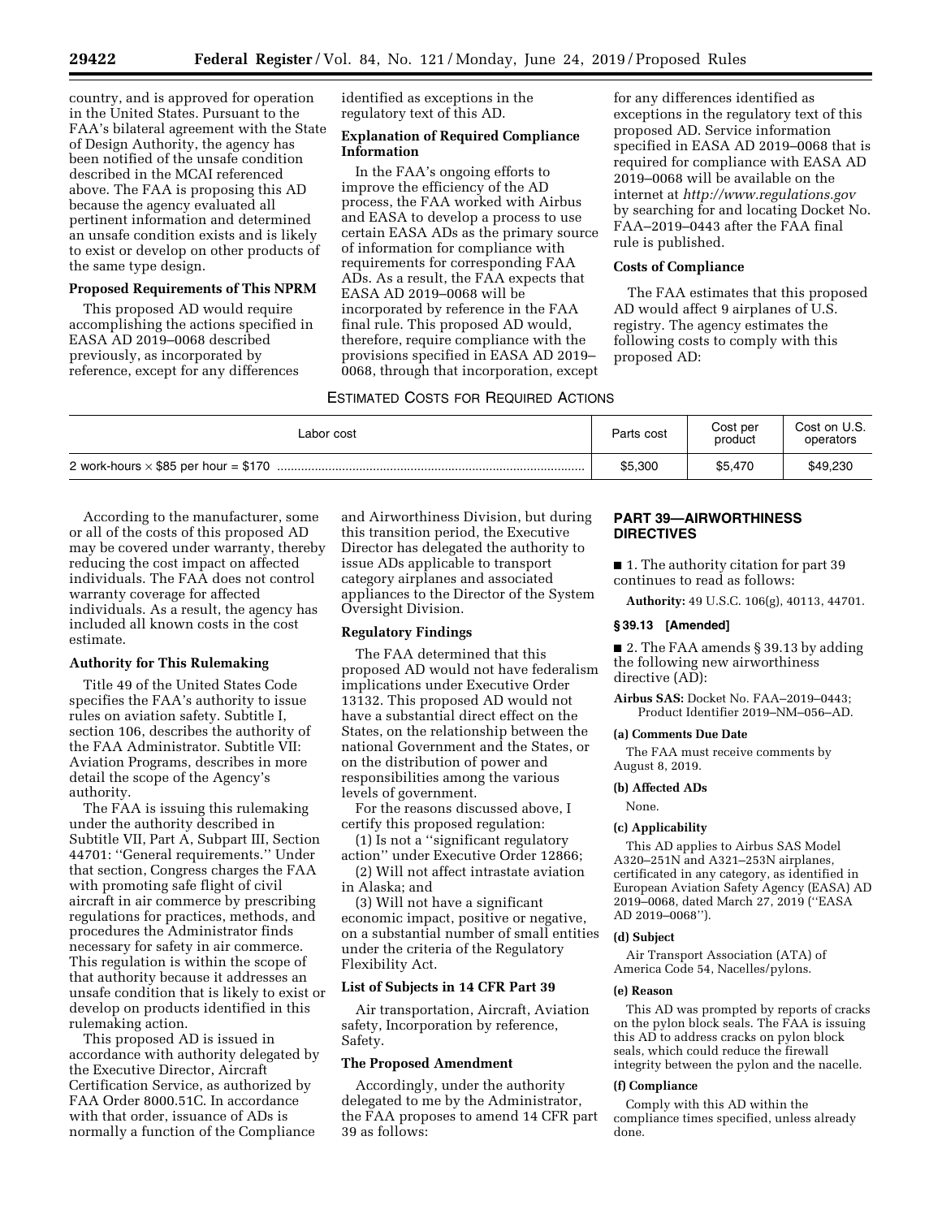country, and is approved for operation in the United States. Pursuant to the FAA's bilateral agreement with the State of Design Authority, the agency has been notified of the unsafe condition described in the MCAI referenced above. The FAA is proposing this AD because the agency evaluated all pertinent information and determined an unsafe condition exists and is likely to exist or develop on other products of the same type design.

**Proposed Requirements of This NPRM**

This proposed AD would require accomplishing the actions specified in EASA AD 2019–0068 described previously, as incorporated by reference, except for any differences identified as exceptions in the regulatory text of this AD.

**Explanation of Required Compliance Information**

In the FAA's ongoing efforts to improve the efficiency of the AD process, the FAA worked with Airbus and EASA to develop a process to use certain EASA ADs as the primary source of information for compliance with requirements for corresponding FAA ADs. As a result, the FAA expects that EASA AD 2019–0068 will be incorporated by reference in the FAA final rule. This proposed AD would, therefore, require compliance with the provisions specified in EASA AD 2019–0068, through that incorporation, except for any differences identified as exceptions in the regulatory text of this proposed AD. Service information specified in EASA AD 2019–0068 that is required for compliance with EASA AD 2019–0068 will be available on the internet at *http://www.regulations.gov* by searching for and locating Docket No. FAA–2019–0443 after the FAA final rule is published.

**Costs of Compliance**

The FAA estimates that this proposed AD would affect 9 airplanes of U.S. registry. The agency estimates the following costs to comply with this proposed AD:

ESTIMATED COSTS FOR REQUIRED ACTIONS

| Labor cost | Parts cost | Cost per product | Cost on U.S. operators |
|---|---|---|---|
| 2 work-hours × $85 per hour = $170 | $5,300 | $5,470 | $49,230 |

According to the manufacturer, some or all of the costs of this proposed AD may be covered under warranty, thereby reducing the cost impact on affected individuals. The FAA does not control warranty coverage for affected individuals. As a result, the agency has included all known costs in the cost estimate.

**Authority for This Rulemaking**

Title 49 of the United States Code specifies the FAA's authority to issue rules on aviation safety. Subtitle I, section 106, describes the authority of the FAA Administrator. Subtitle VII: Aviation Programs, describes in more detail the scope of the Agency's authority.

The FAA is issuing this rulemaking under the authority described in Subtitle VII, Part A, Subpart III, Section 44701: "General requirements." Under that section, Congress charges the FAA with promoting safe flight of civil aircraft in air commerce by prescribing regulations for practices, methods, and procedures the Administrator finds necessary for safety in air commerce. This regulation is within the scope of that authority because it addresses an unsafe condition that is likely to exist or develop on products identified in this rulemaking action.

This proposed AD is issued in accordance with authority delegated by the Executive Director, Aircraft Certification Service, as authorized by FAA Order 8000.51C. In accordance with that order, issuance of ADs is normally a function of the Compliance and Airworthiness Division, but during this transition period, the Executive Director has delegated the authority to issue ADs applicable to transport category airplanes and associated appliances to the Director of the System Oversight Division.

**Regulatory Findings**

The FAA determined that this proposed AD would not have federalism implications under Executive Order 13132. This proposed AD would not have a substantial direct effect on the States, on the relationship between the national Government and the States, or on the distribution of power and responsibilities among the various levels of government.

For the reasons discussed above, I certify this proposed regulation:

(1) Is not a "significant regulatory action" under Executive Order 12866;

(2) Will not affect intrastate aviation in Alaska; and

(3) Will not have a significant economic impact, positive or negative, on a substantial number of small entities under the criteria of the Regulatory Flexibility Act.

**List of Subjects in 14 CFR Part 39**

Air transportation, Aircraft, Aviation safety, Incorporation by reference, Safety.

**The Proposed Amendment**

Accordingly, under the authority delegated to me by the Administrator, the FAA proposes to amend 14 CFR part 39 as follows:

## PART 39—AIRWORTHINESS DIRECTIVES

■ 1. The authority citation for part 39 continues to read as follows:

**Authority:** 49 U.S.C. 106(g), 40113, 44701.

**§ 39.13 [Amended]**

■ 2. The FAA amends § 39.13 by adding the following new airworthiness directive (AD):

**Airbus SAS:** Docket No. FAA–2019–0443; Product Identifier 2019–NM–056–AD.

**(a) Comments Due Date**

The FAA must receive comments by August 8, 2019.

**(b) Affected ADs**

None.

**(c) Applicability**

This AD applies to Airbus SAS Model A320–251N and A321–253N airplanes, certificated in any category, as identified in European Aviation Safety Agency (EASA) AD 2019–0068, dated March 27, 2019 ("EASA AD 2019–0068").

**(d) Subject**

Air Transport Association (ATA) of America Code 54, Nacelles/pylons.

**(e) Reason**

This AD was prompted by reports of cracks on the pylon block seals. The FAA is issuing this AD to address cracks on pylon block seals, which could reduce the firewall integrity between the pylon and the nacelle.

**(f) Compliance**

Comply with this AD within the compliance times specified, unless already done.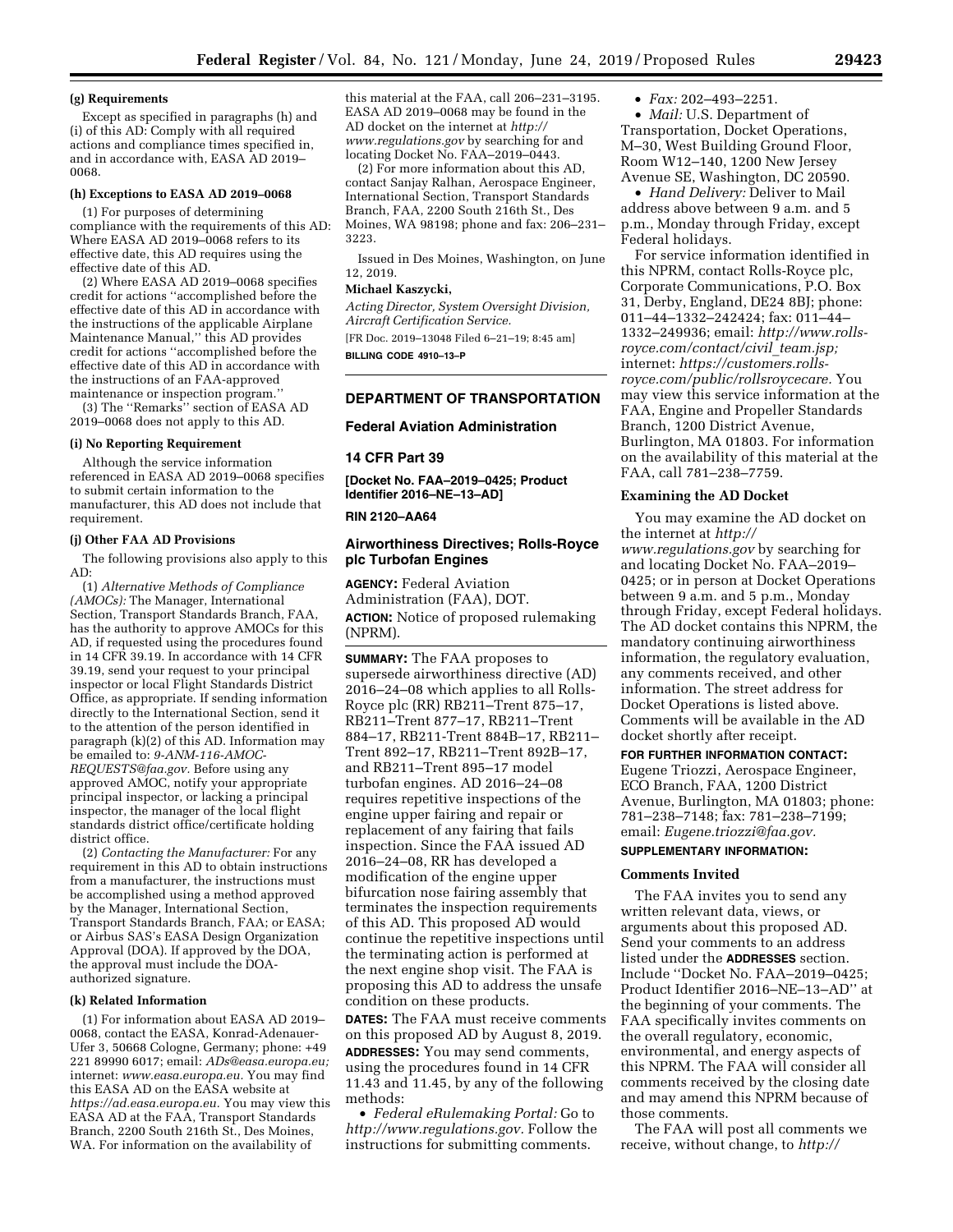**(g) Requirements**

Except as specified in paragraphs (h) and (i) of this AD: Comply with all required actions and compliance times specified in, and in accordance with, EASA AD 2019–0068.

**(h) Exceptions to EASA AD 2019–0068**

(1) For purposes of determining compliance with the requirements of this AD: Where EASA AD 2019–0068 refers to its effective date, this AD requires using the effective date of this AD.

(2) Where EASA AD 2019–0068 specifies credit for actions ''accomplished before the effective date of this AD in accordance with the instructions of the applicable Airplane Maintenance Manual,'' this AD provides credit for actions ''accomplished before the effective date of this AD in accordance with the instructions of an FAA-approved maintenance or inspection program.''

(3) The ''Remarks'' section of EASA AD 2019–0068 does not apply to this AD.

**(i) No Reporting Requirement**

Although the service information referenced in EASA AD 2019–0068 specifies to submit certain information to the manufacturer, this AD does not include that requirement.

**(j) Other FAA AD Provisions**

The following provisions also apply to this AD:

(1) *Alternative Methods of Compliance (AMOCs):* The Manager, International Section, Transport Standards Branch, FAA, has the authority to approve AMOCs for this AD, if requested using the procedures found in 14 CFR 39.19. In accordance with 14 CFR 39.19, send your request to your principal inspector or local Flight Standards District Office, as appropriate. If sending information directly to the International Section, send it to the attention of the person identified in paragraph (k)(2) of this AD. Information may be emailed to: *9-ANM-116-AMOC-REQUESTS@faa.gov.* Before using any approved AMOC, notify your appropriate principal inspector, or lacking a principal inspector, the manager of the local flight standards district office/certificate holding district office.

(2) *Contacting the Manufacturer:* For any requirement in this AD to obtain instructions from a manufacturer, the instructions must be accomplished using a method approved by the Manager, International Section, Transport Standards Branch, FAA; or EASA; or Airbus SAS's EASA Design Organization Approval (DOA). If approved by the DOA, the approval must include the DOA-authorized signature.

**(k) Related Information**

(1) For information about EASA AD 2019–0068, contact the EASA, Konrad-Adenauer-Ufer 3, 50668 Cologne, Germany; phone: +49 221 89990 6017; email: *ADs@easa.europa.eu;* internet: *www.easa.europa.eu.* You may find this EASA AD on the EASA website at *https://ad.easa.europa.eu.* You may view this EASA AD at the FAA, Transport Standards Branch, 2200 South 216th St., Des Moines, WA. For information on the availability of this material at the FAA, call 206–231–3195. EASA AD 2019–0068 may be found in the AD docket on the internet at *http://www.regulations.gov* by searching for and locating Docket No. FAA–2019–0443.

(2) For more information about this AD, contact Sanjay Ralhan, Aerospace Engineer, International Section, Transport Standards Branch, FAA, 2200 South 216th St., Des Moines, WA 98198; phone and fax: 206–231–3223.

Issued in Des Moines, Washington, on June 12, 2019.

**Michael Kaszycki,**

*Acting Director, System Oversight Division, Aircraft Certification Service.*

[FR Doc. 2019–13048 Filed 6–21–19; 8:45 am]

**BILLING CODE 4910–13–P**

---

## DEPARTMENT OF TRANSPORTATION

### Federal Aviation Administration

### 14 CFR Part 39

**[Docket No. FAA–2019–0425; Product Identifier 2016–NE–13–AD]**

**RIN 2120–AA64**

### Airworthiness Directives; Rolls-Royce plc Turbofan Engines

**AGENCY:** Federal Aviation Administration (FAA), DOT.

**ACTION:** Notice of proposed rulemaking (NPRM).

**SUMMARY:** The FAA proposes to supersede airworthiness directive (AD) 2016–24–08 which applies to all Rolls-Royce plc (RR) RB211–Trent 875–17, RB211–Trent 877–17, RB211–Trent 884–17, RB211-Trent 884B–17, RB211–Trent 892–17, RB211–Trent 892B–17, and RB211–Trent 895–17 model turbofan engines. AD 2016–24–08 requires repetitive inspections of the engine upper fairing and repair or replacement of any fairing that fails inspection. Since the FAA issued AD 2016–24–08, RR has developed a modification of the engine upper bifurcation nose fairing assembly that terminates the inspection requirements of this AD. This proposed AD would continue the repetitive inspections until the terminating action is performed at the next engine shop visit. The FAA is proposing this AD to address the unsafe condition on these products.

**DATES:** The FAA must receive comments on this proposed AD by August 8, 2019.

**ADDRESSES:** You may send comments, using the procedures found in 14 CFR 11.43 and 11.45, by any of the following methods:

- *Federal eRulemaking Portal:* Go to *http://www.regulations.gov.* Follow the instructions for submitting comments.
- *Fax:* 202–493–2251.
- *Mail:* U.S. Department of Transportation, Docket Operations, M–30, West Building Ground Floor, Room W12–140, 1200 New Jersey Avenue SE, Washington, DC 20590.
- *Hand Delivery:* Deliver to Mail address above between 9 a.m. and 5 p.m., Monday through Friday, except Federal holidays.

For service information identified in this NPRM, contact Rolls-Royce plc, Corporate Communications, P.O. Box 31, Derby, England, DE24 8BJ; phone: 011–44–1332–242424; fax: 011–44–1332–249936; email: *http://www.rolls-royce.com/contact/civil_team.jsp;* internet: *https://customers.rolls-royce.com/public/rollsroycecare.* You may view this service information at the FAA, Engine and Propeller Standards Branch, 1200 District Avenue, Burlington, MA 01803. For information on the availability of this material at the FAA, call 781–238–7759.

**Examining the AD Docket**

You may examine the AD docket on the internet at *http://www.regulations.gov* by searching for and locating Docket No. FAA–2019–0425; or in person at Docket Operations between 9 a.m. and 5 p.m., Monday through Friday, except Federal holidays. The AD docket contains this NPRM, the mandatory continuing airworthiness information, the regulatory evaluation, any comments received, and other information. The street address for Docket Operations is listed above. Comments will be available in the AD docket shortly after receipt.

**FOR FURTHER INFORMATION CONTACT:** Eugene Triozzi, Aerospace Engineer, ECO Branch, FAA, 1200 District Avenue, Burlington, MA 01803; phone: 781–238–7148; fax: 781–238–7199; email: *Eugene.triozzi@faa.gov.*

**SUPPLEMENTARY INFORMATION:**

**Comments Invited**

The FAA invites you to send any written relevant data, views, or arguments about this proposed AD. Send your comments to an address listed under the **ADDRESSES** section. Include ''Docket No. FAA–2019–0425; Product Identifier 2016–NE–13–AD'' at the beginning of your comments. The FAA specifically invites comments on the overall regulatory, economic, environmental, and energy aspects of this NPRM. The FAA will consider all comments received by the closing date and may amend this NPRM because of those comments.

The FAA will post all comments we receive, without change, to *http://*